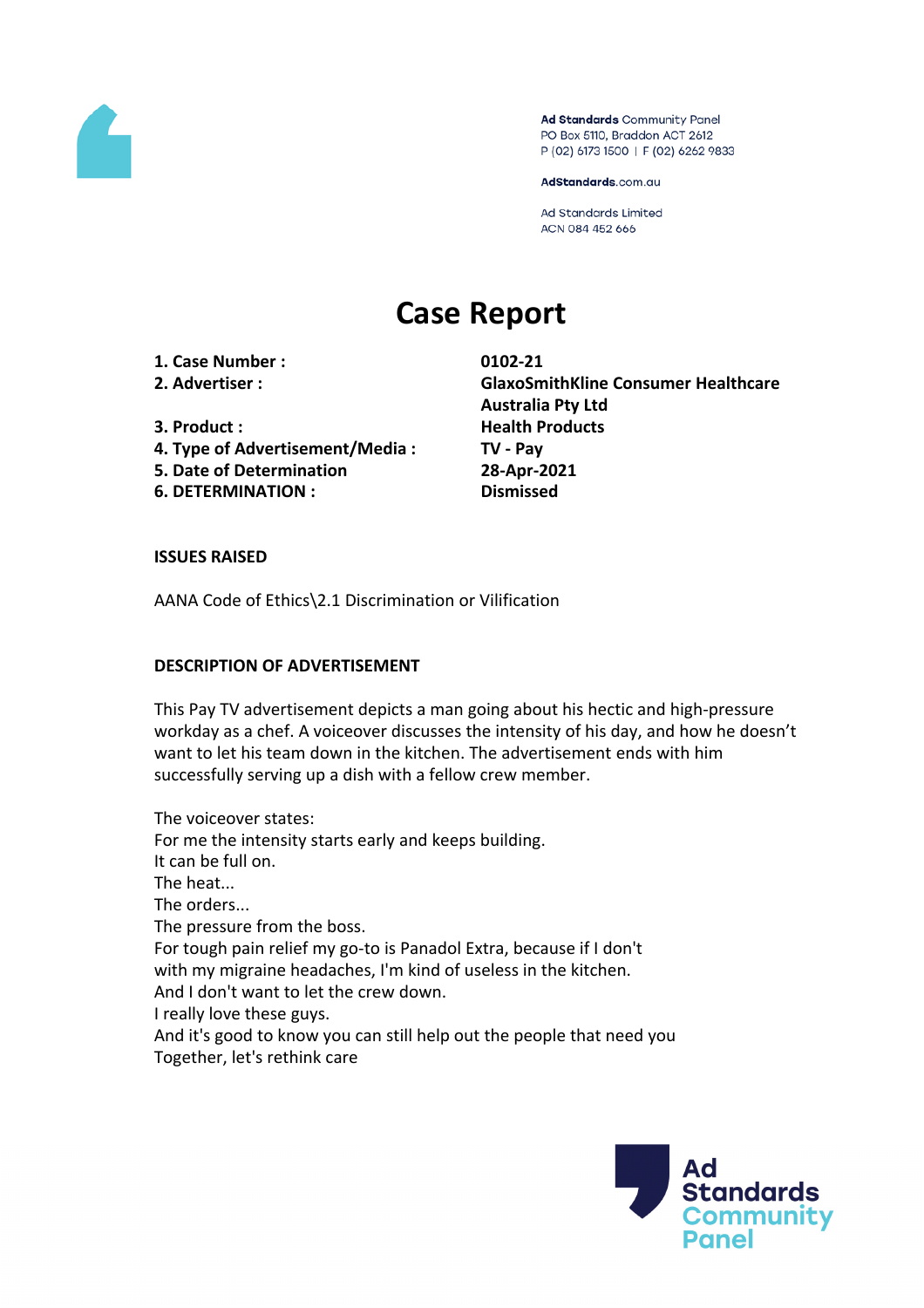Ad Standards Community Panel
PO Box 5110, Braddon ACT 2612
P (02) 6173 1500 | F (02) 6262 9833

AdStandards.com.au

Ad Standards Limited
ACN 084 452 666

# Case Report

| | |
|---|---|
| **1. Case Number :** | **0102-21** |
| **2. Advertiser :** | **GlaxoSmithKline Consumer Healthcare Australia Pty Ltd** |
| **3. Product :** | **Health Products** |
| **4. Type of Advertisement/Media :** | **TV - Pay** |
| **5. Date of Determination** | **28-Apr-2021** |
| **6. DETERMINATION :** | **Dismissed** |

**ISSUES RAISED**

AANA Code of Ethics\2.1 Discrimination or Vilification

**DESCRIPTION OF ADVERTISEMENT**

This Pay TV advertisement depicts a man going about his hectic and high-pressure workday as a chef. A voiceover discusses the intensity of his day, and how he doesn't want to let his team down in the kitchen. The advertisement ends with him successfully serving up a dish with a fellow crew member.

The voiceover states:
For me the intensity starts early and keeps building.
It can be full on.
The heat...
The orders...
The pressure from the boss.
For tough pain relief my go-to is Panadol Extra, because if I don't with my migraine headaches, I'm kind of useless in the kitchen.
And I don't want to let the crew down.
I really love these guys.
And it's good to know you can still help out the people that need you
Together, let's rethink care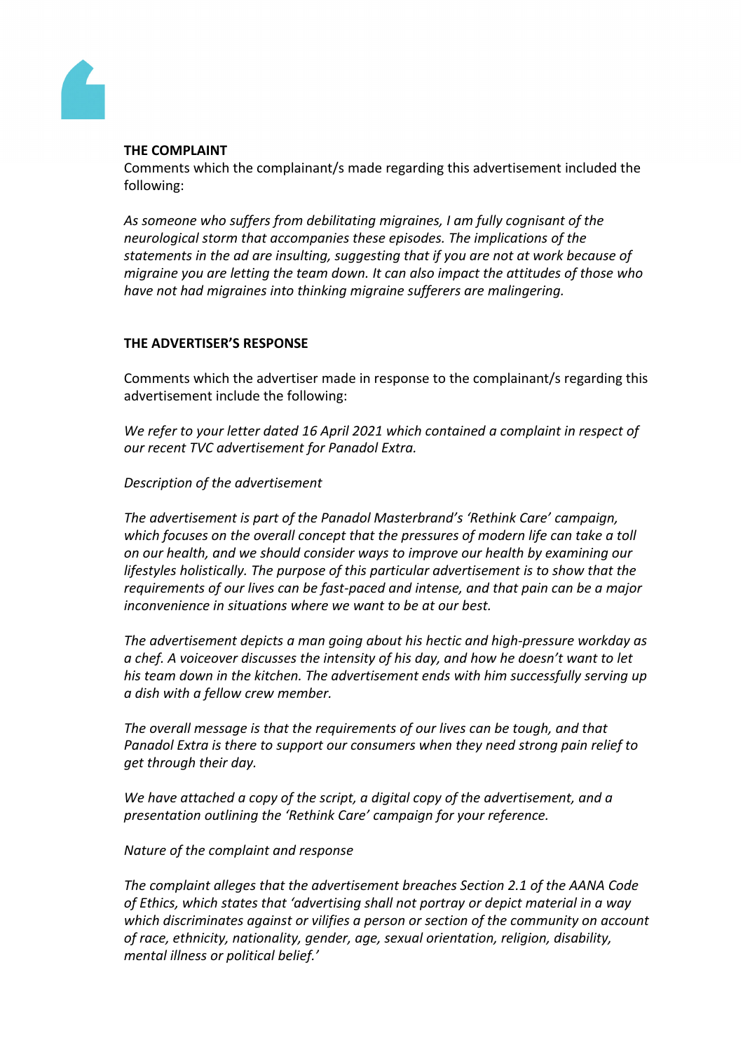**THE COMPLAINT**

Comments which the complainant/s made regarding this advertisement included the following:

*As someone who suffers from debilitating migraines, I am fully cognisant of the neurological storm that accompanies these episodes. The implications of the statements in the ad are insulting, suggesting that if you are not at work because of migraine you are letting the team down. It can also impact the attitudes of those who have not had migraines into thinking migraine sufferers are malingering.*

**THE ADVERTISER'S RESPONSE**

Comments which the advertiser made in response to the complainant/s regarding this advertisement include the following:

*We refer to your letter dated 16 April 2021 which contained a complaint in respect of our recent TVC advertisement for Panadol Extra.*

*Description of the advertisement*

*The advertisement is part of the Panadol Masterbrand's 'Rethink Care' campaign, which focuses on the overall concept that the pressures of modern life can take a toll on our health, and we should consider ways to improve our health by examining our lifestyles holistically. The purpose of this particular advertisement is to show that the requirements of our lives can be fast-paced and intense, and that pain can be a major inconvenience in situations where we want to be at our best.*

*The advertisement depicts a man going about his hectic and high-pressure workday as a chef. A voiceover discusses the intensity of his day, and how he doesn't want to let his team down in the kitchen. The advertisement ends with him successfully serving up a dish with a fellow crew member.*

*The overall message is that the requirements of our lives can be tough, and that Panadol Extra is there to support our consumers when they need strong pain relief to get through their day.*

*We have attached a copy of the script, a digital copy of the advertisement, and a presentation outlining the 'Rethink Care' campaign for your reference.*

*Nature of the complaint and response*

*The complaint alleges that the advertisement breaches Section 2.1 of the AANA Code of Ethics, which states that 'advertising shall not portray or depict material in a way which discriminates against or vilifies a person or section of the community on account of race, ethnicity, nationality, gender, age, sexual orientation, religion, disability, mental illness or political belief.'*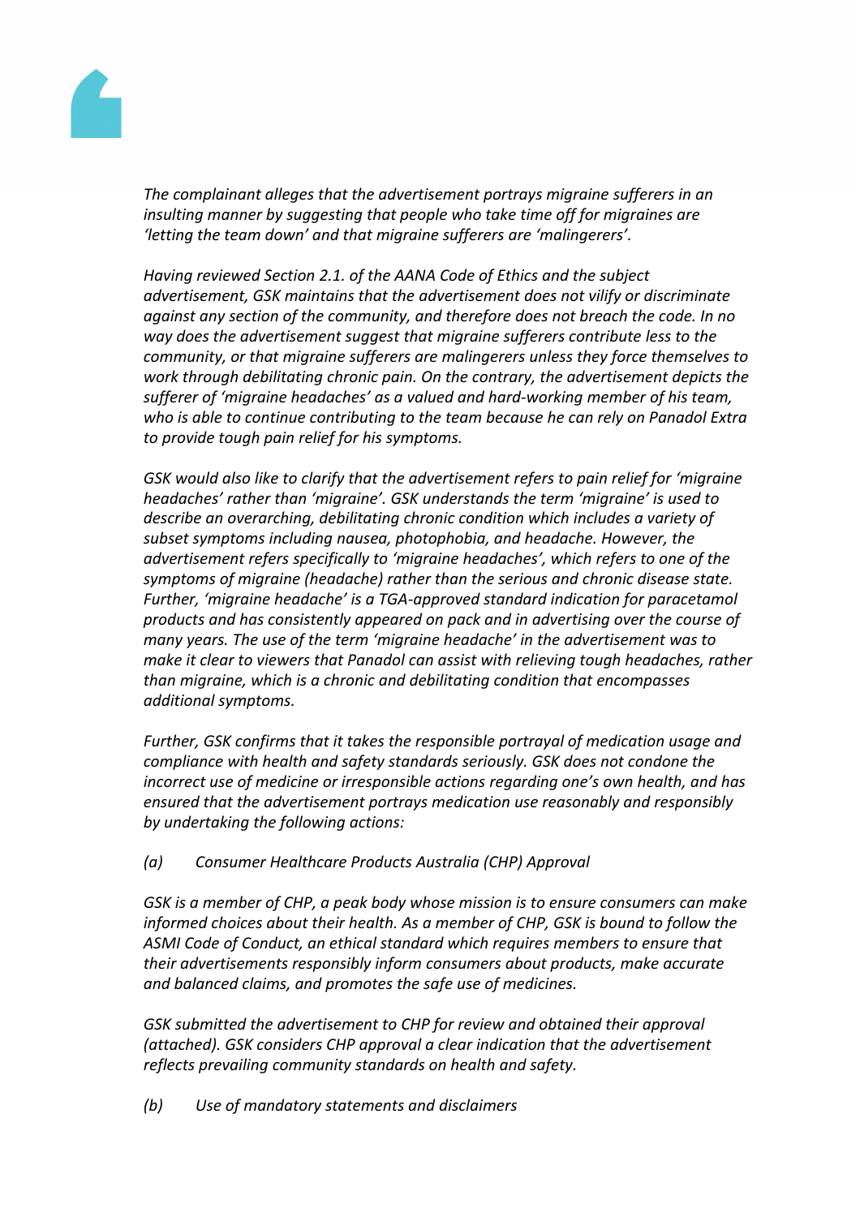*The complainant alleges that the advertisement portrays migraine sufferers in an insulting manner by suggesting that people who take time off for migraines are 'letting the team down' and that migraine sufferers are 'malingerers'.*

*Having reviewed Section 2.1. of the AANA Code of Ethics and the subject advertisement, GSK maintains that the advertisement does not vilify or discriminate against any section of the community, and therefore does not breach the code. In no way does the advertisement suggest that migraine sufferers contribute less to the community, or that migraine sufferers are malingerers unless they force themselves to work through debilitating chronic pain. On the contrary, the advertisement depicts the sufferer of 'migraine headaches' as a valued and hard-working member of his team, who is able to continue contributing to the team because he can rely on Panadol Extra to provide tough pain relief for his symptoms.*

*GSK would also like to clarify that the advertisement refers to pain relief for 'migraine headaches' rather than 'migraine'. GSK understands the term 'migraine' is used to describe an overarching, debilitating chronic condition which includes a variety of subset symptoms including nausea, photophobia, and headache. However, the advertisement refers specifically to 'migraine headaches', which refers to one of the symptoms of migraine (headache) rather than the serious and chronic disease state. Further, 'migraine headache' is a TGA-approved standard indication for paracetamol products and has consistently appeared on pack and in advertising over the course of many years. The use of the term 'migraine headache' in the advertisement was to make it clear to viewers that Panadol can assist with relieving tough headaches, rather than migraine, which is a chronic and debilitating condition that encompasses additional symptoms.*

*Further, GSK confirms that it takes the responsible portrayal of medication usage and compliance with health and safety standards seriously. GSK does not condone the incorrect use of medicine or irresponsible actions regarding one's own health, and has ensured that the advertisement portrays medication use reasonably and responsibly by undertaking the following actions:*

*(a) Consumer Healthcare Products Australia (CHP) Approval*

*GSK is a member of CHP, a peak body whose mission is to ensure consumers can make informed choices about their health. As a member of CHP, GSK is bound to follow the ASMI Code of Conduct, an ethical standard which requires members to ensure that their advertisements responsibly inform consumers about products, make accurate and balanced claims, and promotes the safe use of medicines.*

*GSK submitted the advertisement to CHP for review and obtained their approval (attached). GSK considers CHP approval a clear indication that the advertisement reflects prevailing community standards on health and safety.*

*(b) Use of mandatory statements and disclaimers*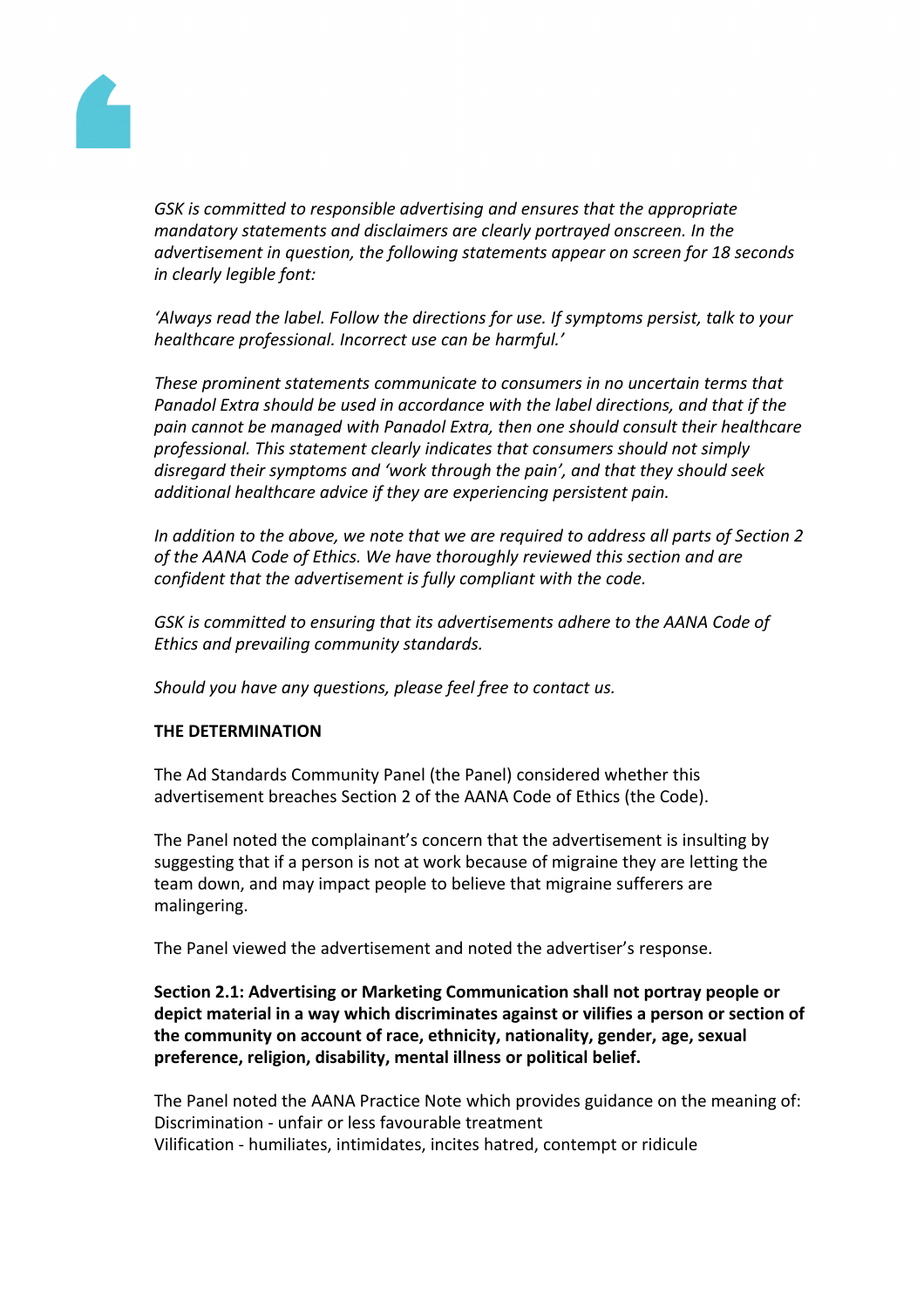*GSK is committed to responsible advertising and ensures that the appropriate mandatory statements and disclaimers are clearly portrayed onscreen. In the advertisement in question, the following statements appear on screen for 18 seconds in clearly legible font:*

*'Always read the label. Follow the directions for use. If symptoms persist, talk to your healthcare professional. Incorrect use can be harmful.'*

*These prominent statements communicate to consumers in no uncertain terms that Panadol Extra should be used in accordance with the label directions, and that if the pain cannot be managed with Panadol Extra, then one should consult their healthcare professional. This statement clearly indicates that consumers should not simply disregard their symptoms and 'work through the pain', and that they should seek additional healthcare advice if they are experiencing persistent pain.*

*In addition to the above, we note that we are required to address all parts of Section 2 of the AANA Code of Ethics. We have thoroughly reviewed this section and are confident that the advertisement is fully compliant with the code.*

*GSK is committed to ensuring that its advertisements adhere to the AANA Code of Ethics and prevailing community standards.*

*Should you have any questions, please feel free to contact us.*

**THE DETERMINATION**

The Ad Standards Community Panel (the Panel) considered whether this advertisement breaches Section 2 of the AANA Code of Ethics (the Code).

The Panel noted the complainant's concern that the advertisement is insulting by suggesting that if a person is not at work because of migraine they are letting the team down, and may impact people to believe that migraine sufferers are malingering.

The Panel viewed the advertisement and noted the advertiser's response.

**Section 2.1: Advertising or Marketing Communication shall not portray people or depict material in a way which discriminates against or vilifies a person or section of the community on account of race, ethnicity, nationality, gender, age, sexual preference, religion, disability, mental illness or political belief.**

The Panel noted the AANA Practice Note which provides guidance on the meaning of:
Discrimination - unfair or less favourable treatment
Vilification - humiliates, intimidates, incites hatred, contempt or ridicule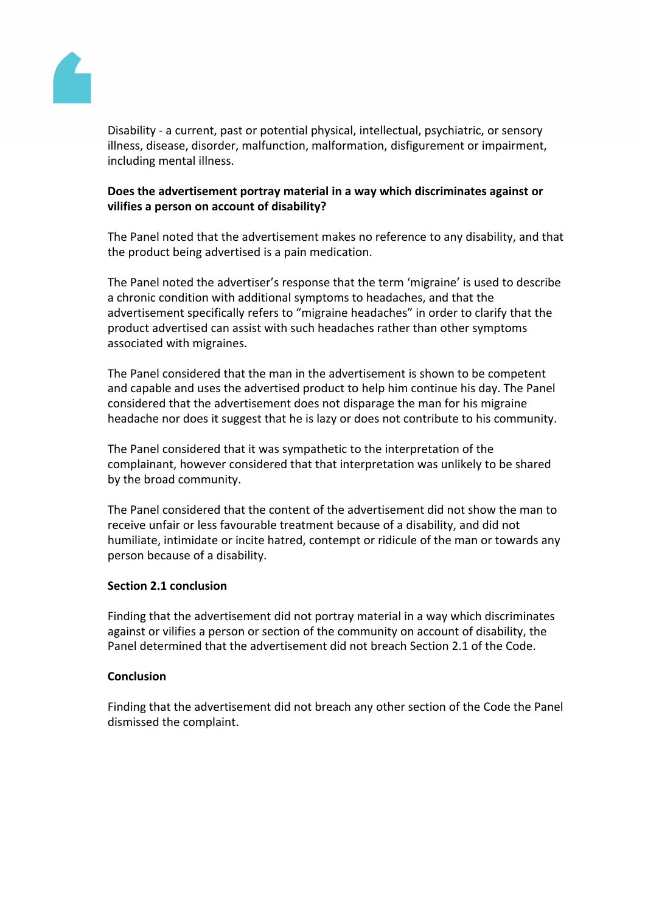Disability - a current, past or potential physical, intellectual, psychiatric, or sensory illness, disease, disorder, malfunction, malformation, disfigurement or impairment, including mental illness.

**Does the advertisement portray material in a way which discriminates against or vilifies a person on account of disability?**

The Panel noted that the advertisement makes no reference to any disability, and that the product being advertised is a pain medication.

The Panel noted the advertiser's response that the term 'migraine' is used to describe a chronic condition with additional symptoms to headaches, and that the advertisement specifically refers to "migraine headaches" in order to clarify that the product advertised can assist with such headaches rather than other symptoms associated with migraines.

The Panel considered that the man in the advertisement is shown to be competent and capable and uses the advertised product to help him continue his day. The Panel considered that the advertisement does not disparage the man for his migraine headache nor does it suggest that he is lazy or does not contribute to his community.

The Panel considered that it was sympathetic to the interpretation of the complainant, however considered that that interpretation was unlikely to be shared by the broad community.

The Panel considered that the content of the advertisement did not show the man to receive unfair or less favourable treatment because of a disability, and did not humiliate, intimidate or incite hatred, contempt or ridicule of the man or towards any person because of a disability.

**Section 2.1 conclusion**

Finding that the advertisement did not portray material in a way which discriminates against or vilifies a person or section of the community on account of disability, the Panel determined that the advertisement did not breach Section 2.1 of the Code.

**Conclusion**

Finding that the advertisement did not breach any other section of the Code the Panel dismissed the complaint.